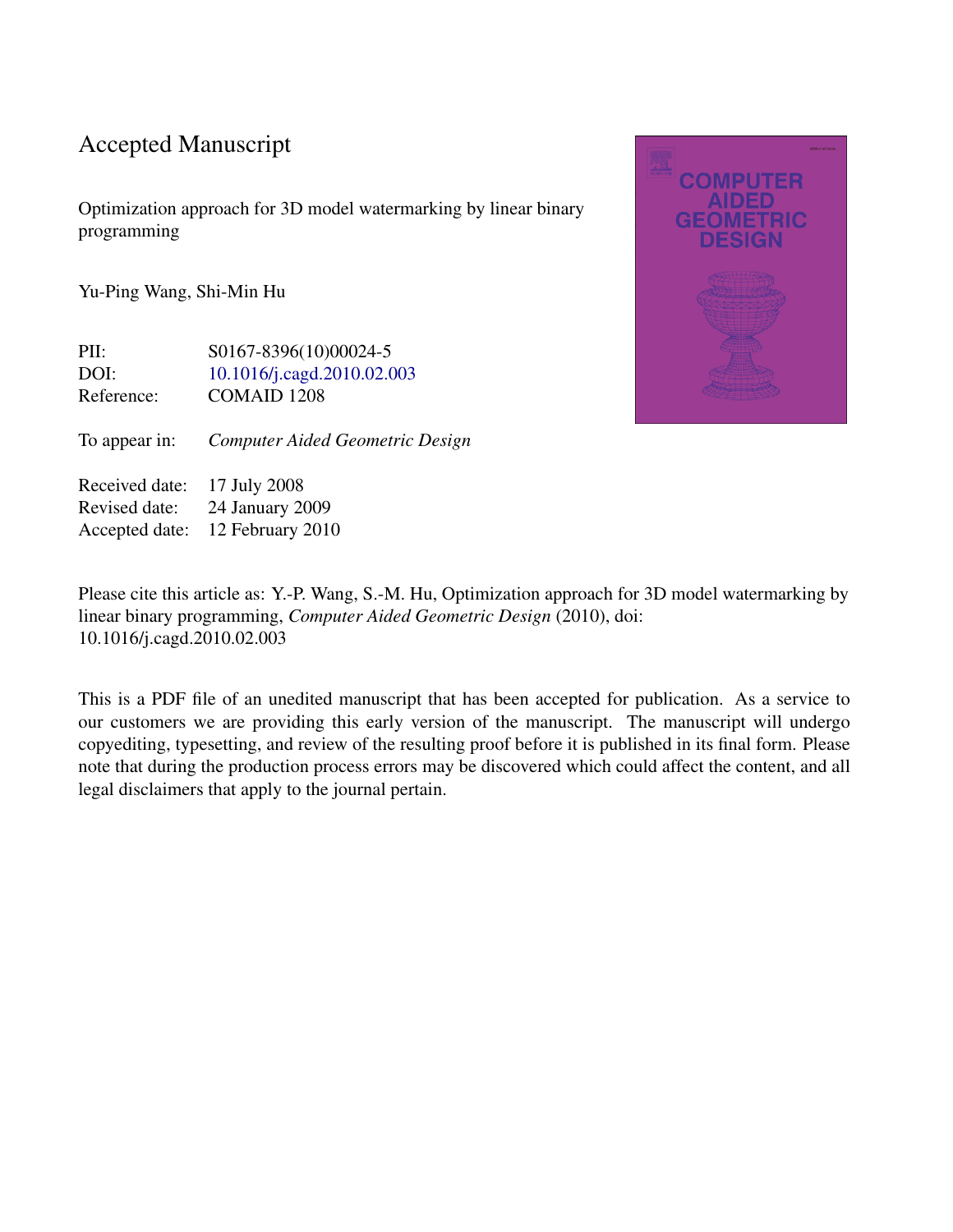# Accepted Manuscript

Optimization approach for 3D model watermarking by linear binary programming

Yu-Ping Wang, Shi-Min Hu

| | |
|---|---|
| PII: | S0167-8396(10)00024-5 |
| DOI: | 10.1016/j.cagd.2010.02.003 |
| Reference: | COMAID 1208 |
| To appear in: | *Computer Aided Geometric Design* |
| Received date: | 17 July 2008 |
| Revised date: | 24 January 2009 |
| Accepted date: | 12 February 2010 |

Please cite this article as: Y.-P. Wang, S.-M. Hu, Optimization approach for 3D model watermarking by linear binary programming, *Computer Aided Geometric Design* (2010), doi: 10.1016/j.cagd.2010.02.003

This is a PDF file of an unedited manuscript that has been accepted for publication. As a service to our customers we are providing this early version of the manuscript. The manuscript will undergo copyediting, typesetting, and review of the resulting proof before it is published in its final form. Please note that during the production process errors may be discovered which could affect the content, and all legal disclaimers that apply to the journal pertain.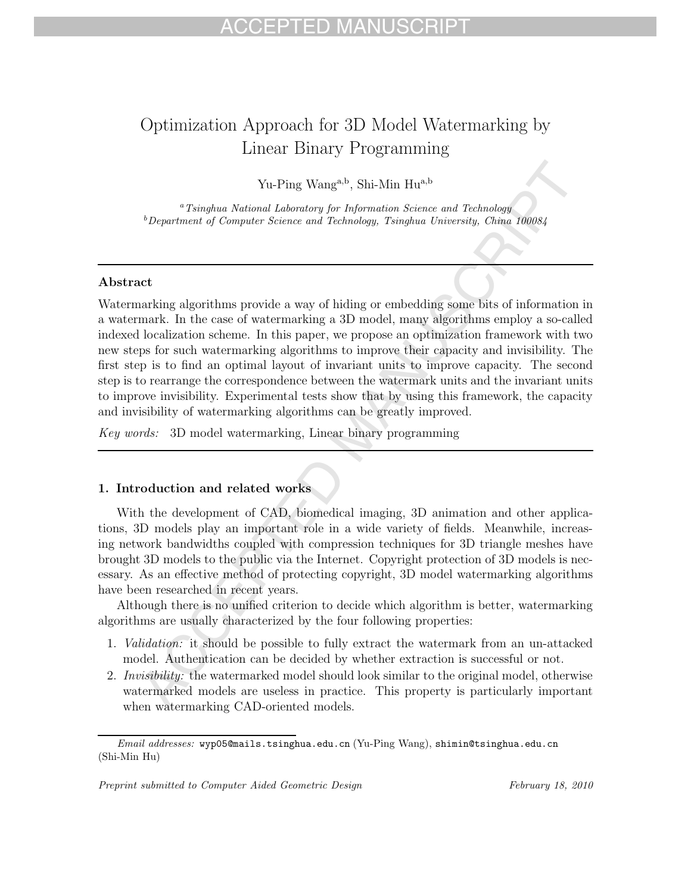# Optimization Approach for 3D Model Watermarking by Linear Binary Programming

Yu-Ping Wang[a,b], Shi-Min Hu[a,b]

[a] *Tsinghua National Laboratory for Information Science and Technology*
[b] *Department of Computer Science and Technology, Tsinghua University, China 100084*

---

### Abstract

Watermarking algorithms provide a way of hiding or embedding some bits of information in a watermark. In the case of watermarking a 3D model, many algorithms employ a so-called indexed localization scheme. In this paper, we propose an optimization framework with two new steps for such watermarking algorithms to improve their capacity and invisibility. The first step is to find an optimal layout of invariant units to improve capacity. The second step is to rearrange the correspondence between the watermark units and the invariant units to improve invisibility. Experimental tests show that by using this framework, the capacity and invisibility of watermarking algorithms can be greatly improved.

*Key words:* 3D model watermarking, Linear binary programming

---

## 1. Introduction and related works

With the development of CAD, biomedical imaging, 3D animation and other applications, 3D models play an important role in a wide variety of fields. Meanwhile, increasing network bandwidths coupled with compression techniques for 3D triangle meshes have brought 3D models to the public via the Internet. Copyright protection of 3D models is necessary. As an effective method of protecting copyright, 3D model watermarking algorithms have been researched in recent years.

Although there is no unified criterion to decide which algorithm is better, watermarking algorithms are usually characterized by the four following properties:

1. *Validation:* it should be possible to fully extract the watermark from an un-attacked model. Authentication can be decided by whether extraction is successful or not.
2. *Invisibility:* the watermarked model should look similar to the original model, otherwise watermarked models are useless in practice. This property is particularly important when watermarking CAD-oriented models.

*Email addresses:* wyp05@mails.tsinghua.edu.cn (Yu-Ping Wang), shimin@tsinghua.edu.cn (Shi-Min Hu)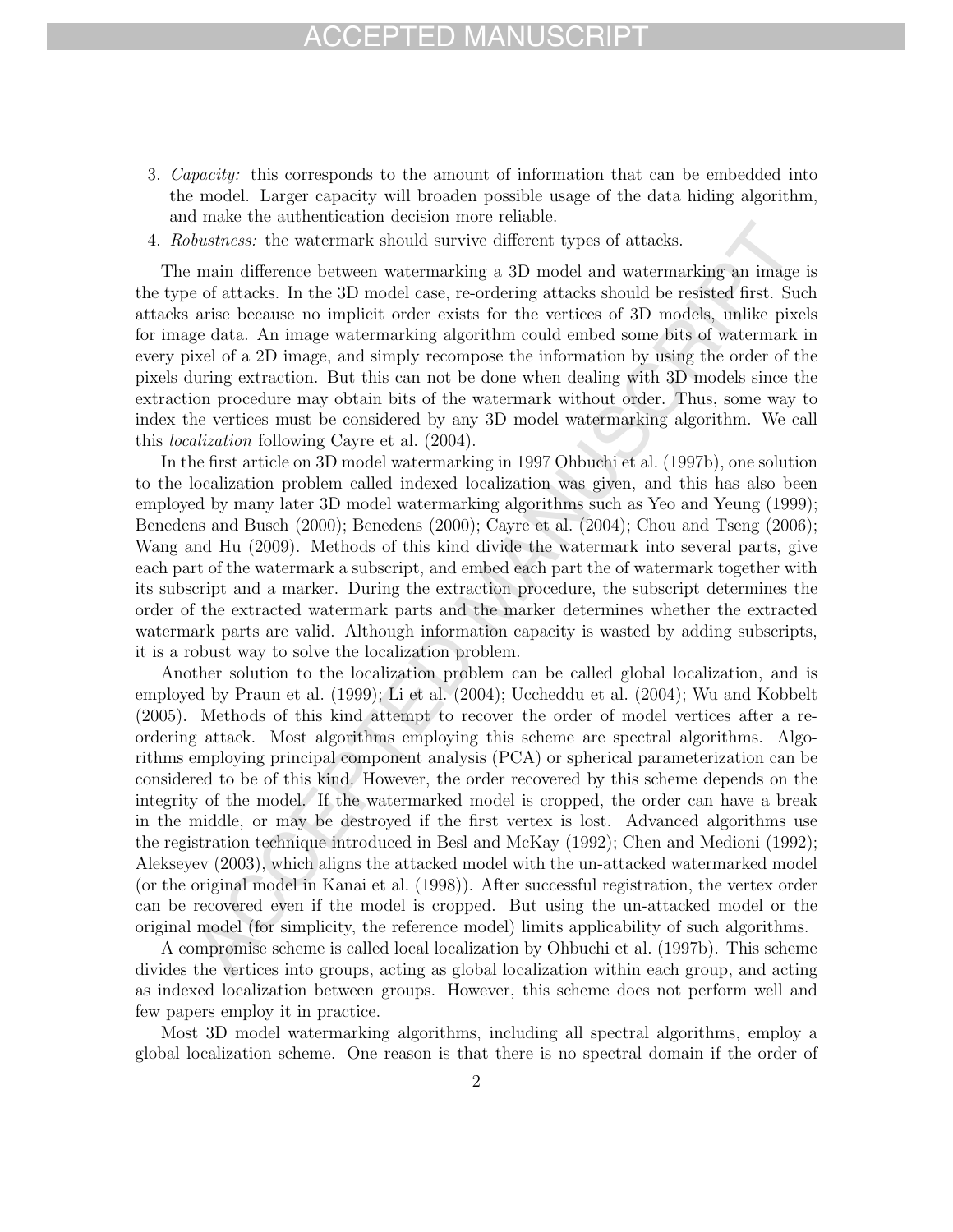3. *Capacity:* this corresponds to the amount of information that can be embedded into the model. Larger capacity will broaden possible usage of the data hiding algorithm, and make the authentication decision more reliable.
4. *Robustness:* the watermark should survive different types of attacks.

The main difference between watermarking a 3D model and watermarking an image is the type of attacks. In the 3D model case, re-ordering attacks should be resisted first. Such attacks arise because no implicit order exists for the vertices of 3D models, unlike pixels for image data. An image watermarking algorithm could embed some bits of watermark in every pixel of a 2D image, and simply recompose the information by using the order of the pixels during extraction. But this can not be done when dealing with 3D models since the extraction procedure may obtain bits of the watermark without order. Thus, some way to index the vertices must be considered by any 3D model watermarking algorithm. We call this *localization* following Cayre et al. (2004).

In the first article on 3D model watermarking in 1997 Ohbuchi et al. (1997b), one solution to the localization problem called indexed localization was given, and this has also been employed by many later 3D model watermarking algorithms such as Yeo and Yeung (1999); Benedens and Busch (2000); Benedens (2000); Cayre et al. (2004); Chou and Tseng (2006); Wang and Hu (2009). Methods of this kind divide the watermark into several parts, give each part of the watermark a subscript, and embed each part the of watermark together with its subscript and a marker. During the extraction procedure, the subscript determines the order of the extracted watermark parts and the marker determines whether the extracted watermark parts are valid. Although information capacity is wasted by adding subscripts, it is a robust way to solve the localization problem.

Another solution to the localization problem can be called global localization, and is employed by Praun et al. (1999); Li et al. (2004); Uccheddu et al. (2004); Wu and Kobbelt (2005). Methods of this kind attempt to recover the order of model vertices after a re-ordering attack. Most algorithms employing this scheme are spectral algorithms. Algorithms employing principal component analysis (PCA) or spherical parameterization can be considered to be of this kind. However, the order recovered by this scheme depends on the integrity of the model. If the watermarked model is cropped, the order can have a break in the middle, or may be destroyed if the first vertex is lost. Advanced algorithms use the registration technique introduced in Besl and McKay (1992); Chen and Medioni (1992); Alekseyev (2003), which aligns the attacked model with the un-attacked watermarked model (or the original model in Kanai et al. (1998)). After successful registration, the vertex order can be recovered even if the model is cropped. But using the un-attacked model or the original model (for simplicity, the reference model) limits applicability of such algorithms.

A compromise scheme is called local localization by Ohbuchi et al. (1997b). This scheme divides the vertices into groups, acting as global localization within each group, and acting as indexed localization between groups. However, this scheme does not perform well and few papers employ it in practice.

Most 3D model watermarking algorithms, including all spectral algorithms, employ a global localization scheme. One reason is that there is no spectral domain if the order of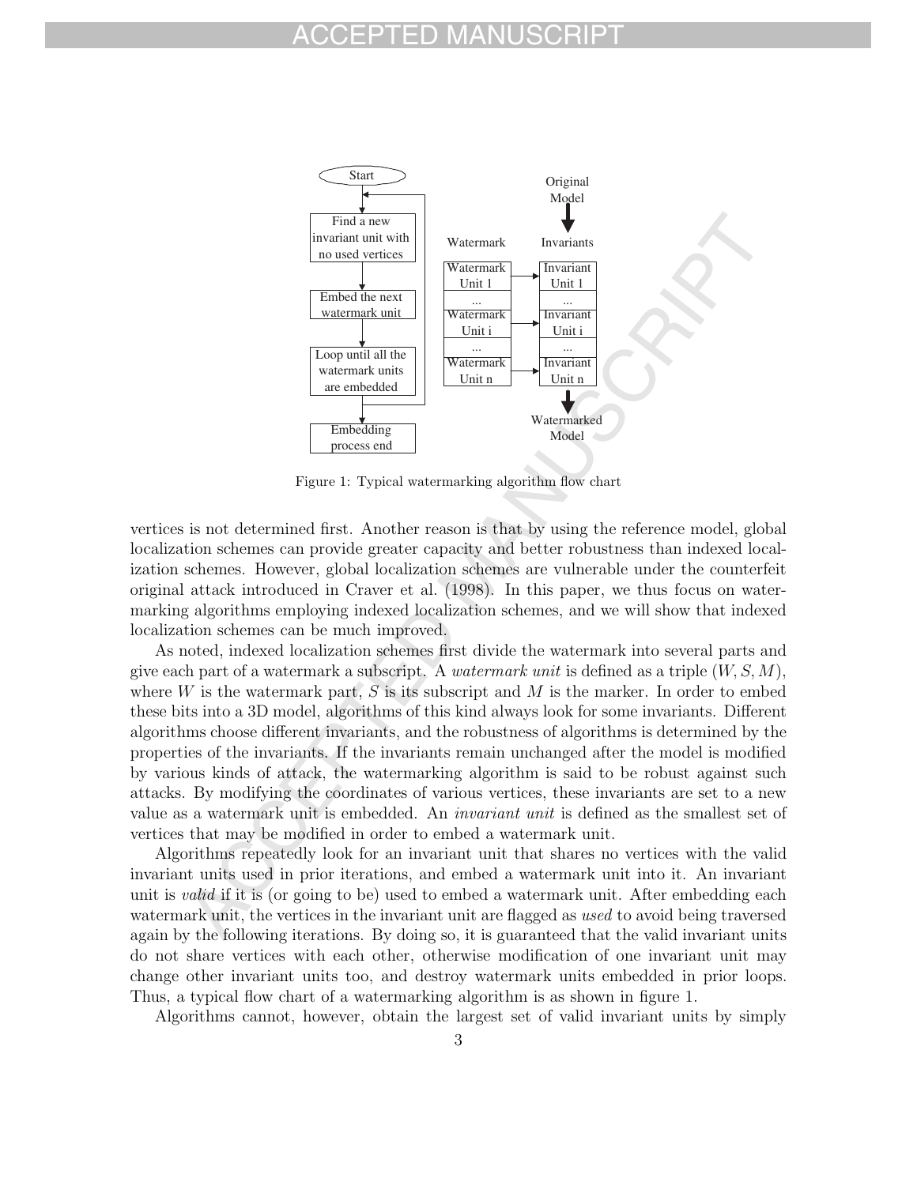Figure 1: Typical watermarking algorithm flow chart

vertices is not determined first. Another reason is that by using the reference model, global localization schemes can provide greater capacity and better robustness than indexed localization schemes. However, global localization schemes are vulnerable under the counterfeit original attack introduced in Craver et al. (1998). In this paper, we thus focus on watermarking algorithms employing indexed localization schemes, and we will show that indexed localization schemes can be much improved.

As noted, indexed localization schemes first divide the watermark into several parts and give each part of a watermark a subscript. A *watermark unit* is defined as a triple $(W, S, M)$, where $W$ is the watermark part, $S$ is its subscript and $M$ is the marker. In order to embed these bits into a 3D model, algorithms of this kind always look for some invariants. Different algorithms choose different invariants, and the robustness of algorithms is determined by the properties of the invariants. If the invariants remain unchanged after the model is modified by various kinds of attack, the watermarking algorithm is said to be robust against such attacks. By modifying the coordinates of various vertices, these invariants are set to a new value as a watermark unit is embedded. An *invariant unit* is defined as the smallest set of vertices that may be modified in order to embed a watermark unit.

Algorithms repeatedly look for an invariant unit that shares no vertices with the valid invariant units used in prior iterations, and embed a watermark unit into it. An invariant unit is *valid* if it is (or going to be) used to embed a watermark unit. After embedding each watermark unit, the vertices in the invariant unit are flagged as *used* to avoid being traversed again by the following iterations. By doing so, it is guaranteed that the valid invariant units do not share vertices with each other, otherwise modification of one invariant unit may change other invariant units too, and destroy watermark units embedded in prior loops. Thus, a typical flow chart of a watermarking algorithm is as shown in figure 1.

Algorithms cannot, however, obtain the largest set of valid invariant units by simply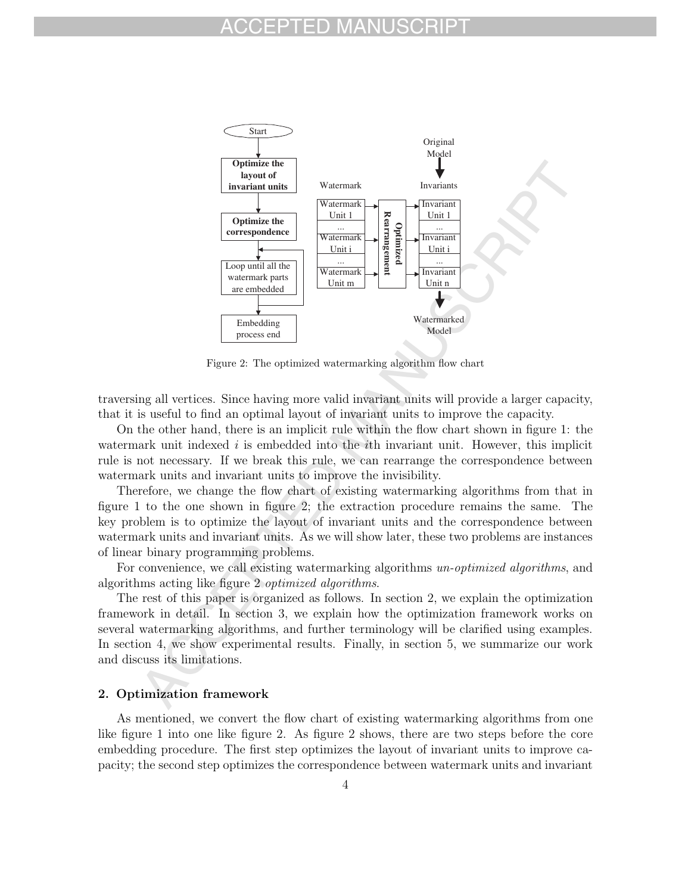Figure 2: The optimized watermarking algorithm flow chart

traversing all vertices. Since having more valid invariant units will provide a larger capacity, that it is useful to find an optimal layout of invariant units to improve the capacity.

On the other hand, there is an implicit rule within the flow chart shown in figure 1: the watermark unit indexed $i$ is embedded into the $i$th invariant unit. However, this implicit rule is not necessary. If we break this rule, we can rearrange the correspondence between watermark units and invariant units to improve the invisibility.

Therefore, we change the flow chart of existing watermarking algorithms from that in figure 1 to the one shown in figure 2; the extraction procedure remains the same. The key problem is to optimize the layout of invariant units and the correspondence between watermark units and invariant units. As we will show later, these two problems are instances of linear binary programming problems.

For convenience, we call existing watermarking algorithms *un-optimized algorithms*, and algorithms acting like figure 2 *optimized algorithms*.

The rest of this paper is organized as follows. In section 2, we explain the optimization framework in detail. In section 3, we explain how the optimization framework works on several watermarking algorithms, and further terminology will be clarified using examples. In section 4, we show experimental results. Finally, in section 5, we summarize our work and discuss its limitations.

## 2. Optimization framework

As mentioned, we convert the flow chart of existing watermarking algorithms from one like figure 1 into one like figure 2. As figure 2 shows, there are two steps before the core embedding procedure. The first step optimizes the layout of invariant units to improve capacity; the second step optimizes the correspondence between watermark units and invariant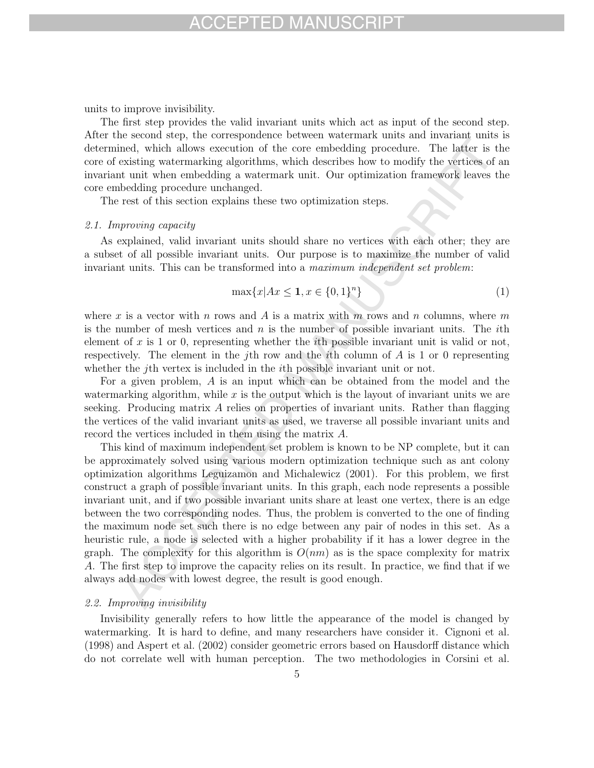units to improve invisibility.

The first step provides the valid invariant units which act as input of the second step. After the second step, the correspondence between watermark units and invariant units is determined, which allows execution of the core embedding procedure. The latter is the core of existing watermarking algorithms, which describes how to modify the vertices of an invariant unit when embedding a watermark unit. Our optimization framework leaves the core embedding procedure unchanged.

The rest of this section explains these two optimization steps.

### *2.1. Improving capacity*

As explained, valid invariant units should share no vertices with each other; they are a subset of all possible invariant units. Our purpose is to maximize the number of valid invariant units. This can be transformed into a *maximum independent set problem*:

$$\max\{x | Ax \leq \mathbf{1}, x \in \{0,1\}^n\} \tag{1}$$

where $x$ is a vector with $n$ rows and $A$ is a matrix with $m$ rows and $n$ columns, where $m$ is the number of mesh vertices and $n$ is the number of possible invariant units. The $i$th element of $x$ is 1 or 0, representing whether the $i$th possible invariant unit is valid or not, respectively. The element in the $j$th row and the $i$th column of $A$ is 1 or 0 representing whether the $j$th vertex is included in the $i$th possible invariant unit or not.

For a given problem, $A$ is an input which can be obtained from the model and the watermarking algorithm, while $x$ is the output which is the layout of invariant units we are seeking. Producing matrix $A$ relies on properties of invariant units. Rather than flagging the vertices of the valid invariant units as used, we traverse all possible invariant units and record the vertices included in them using the matrix $A$.

This kind of maximum independent set problem is known to be NP complete, but it can be approximately solved using various modern optimization technique such as ant colony optimization algorithms Leguizamon and Michalewicz (2001). For this problem, we first construct a graph of possible invariant units. In this graph, each node represents a possible invariant unit, and if two possible invariant units share at least one vertex, there is an edge between the two corresponding nodes. Thus, the problem is converted to the one of finding the maximum node set such there is no edge between any pair of nodes in this set. As a heuristic rule, a node is selected with a higher probability if it has a lower degree in the graph. The complexity for this algorithm is $O(nm)$ as is the space complexity for matrix $A$. The first step to improve the capacity relies on its result. In practice, we find that if we always add nodes with lowest degree, the result is good enough.

### *2.2. Improving invisibility*

Invisibility generally refers to how little the appearance of the model is changed by watermarking. It is hard to define, and many researchers have consider it. Cignoni et al. (1998) and Aspert et al. (2002) consider geometric errors based on Hausdorff distance which do not correlate well with human perception. The two methodologies in Corsini et al.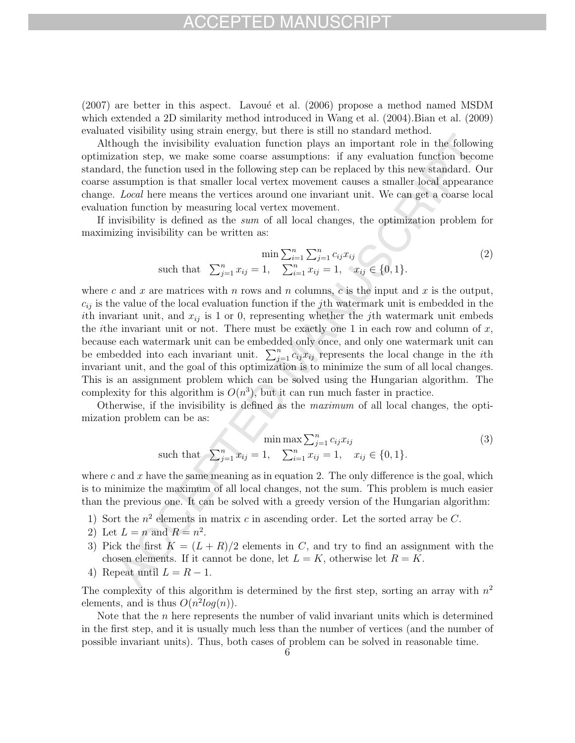(2007) are better in this aspect. Lavoué et al. (2006) propose a method named MSDM which extended a 2D similarity method introduced in Wang et al. (2004).Bian et al. (2009) evaluated visibility using strain energy, but there is still no standard method.

Although the invisibility evaluation function plays an important role in the following optimization step, we make some coarse assumptions: if any evaluation function become standard, the function used in the following step can be replaced by this new standard. Our coarse assumption is that smaller local vertex movement causes a smaller local appearance change. *Local* here means the vertices around one invariant unit. We can get a coarse local evaluation function by measuring local vertex movement.

If invisibility is defined as the *sum* of all local changes, the optimization problem for maximizing invisibility can be written as:

$$\begin{aligned} &\min \textstyle\sum_{i=1}^{n} \sum_{j=1}^{n} c_{ij} x_{ij} \\ \text{such that} \quad &\textstyle\sum_{j=1}^{n} x_{ij} = 1, \quad \sum_{i=1}^{n} x_{ij} = 1, \quad x_{ij} \in \{0, 1\}. \end{aligned} \tag{2}$$

where $c$ and $x$ are matrices with $n$ rows and $n$ columns, $c$ is the input and $x$ is the output, $c_{ij}$ is the value of the local evaluation function if the $j$th watermark unit is embedded in the $i$th invariant unit, and $x_{ij}$ is 1 or 0, representing whether the $j$th watermark unit embeds the $i$the invariant unit or not. There must be exactly one 1 in each row and column of $x$, because each watermark unit can be embedded only once, and only one watermark unit can be embedded into each invariant unit. $\sum_{j=1}^{n} c_{ij} x_{ij}$ represents the local change in the $i$th invariant unit, and the goal of this optimization is to minimize the sum of all local changes. This is an assignment problem which can be solved using the Hungarian algorithm. The complexity for this algorithm is $O(n^3)$, but it can run much faster in practice.

Otherwise, if the invisibility is defined as the *maximum* of all local changes, the optimization problem can be as:

$$\begin{aligned} &\min \max \textstyle\sum_{j=1}^{n} c_{ij} x_{ij} \\ \text{such that} \quad &\textstyle\sum_{j=1}^{n} x_{ij} = 1, \quad \sum_{i=1}^{n} x_{ij} = 1, \quad x_{ij} \in \{0, 1\}. \end{aligned} \tag{3}$$

where $c$ and $x$ have the same meaning as in equation 2. The only difference is the goal, which is to minimize the maximum of all local changes, not the sum. This problem is much easier than the previous one. It can be solved with a greedy version of the Hungarian algorithm:

1) Sort the $n^2$ elements in matrix $c$ in ascending order. Let the sorted array be $C$.
2) Let $L = n$ and $R = n^2$.
3) Pick the first $K = (L + R)/2$ elements in $C$, and try to find an assignment with the chosen elements. If it cannot be done, let $L = K$, otherwise let $R = K$.
4) Repeat until $L = R - 1$.

The complexity of this algorithm is determined by the first step, sorting an array with $n^2$ elements, and is thus $O(n^2 log(n))$.

Note that the $n$ here represents the number of valid invariant units which is determined in the first step, and it is usually much less than the number of vertices (and the number of possible invariant units). Thus, both cases of problem can be solved in reasonable time.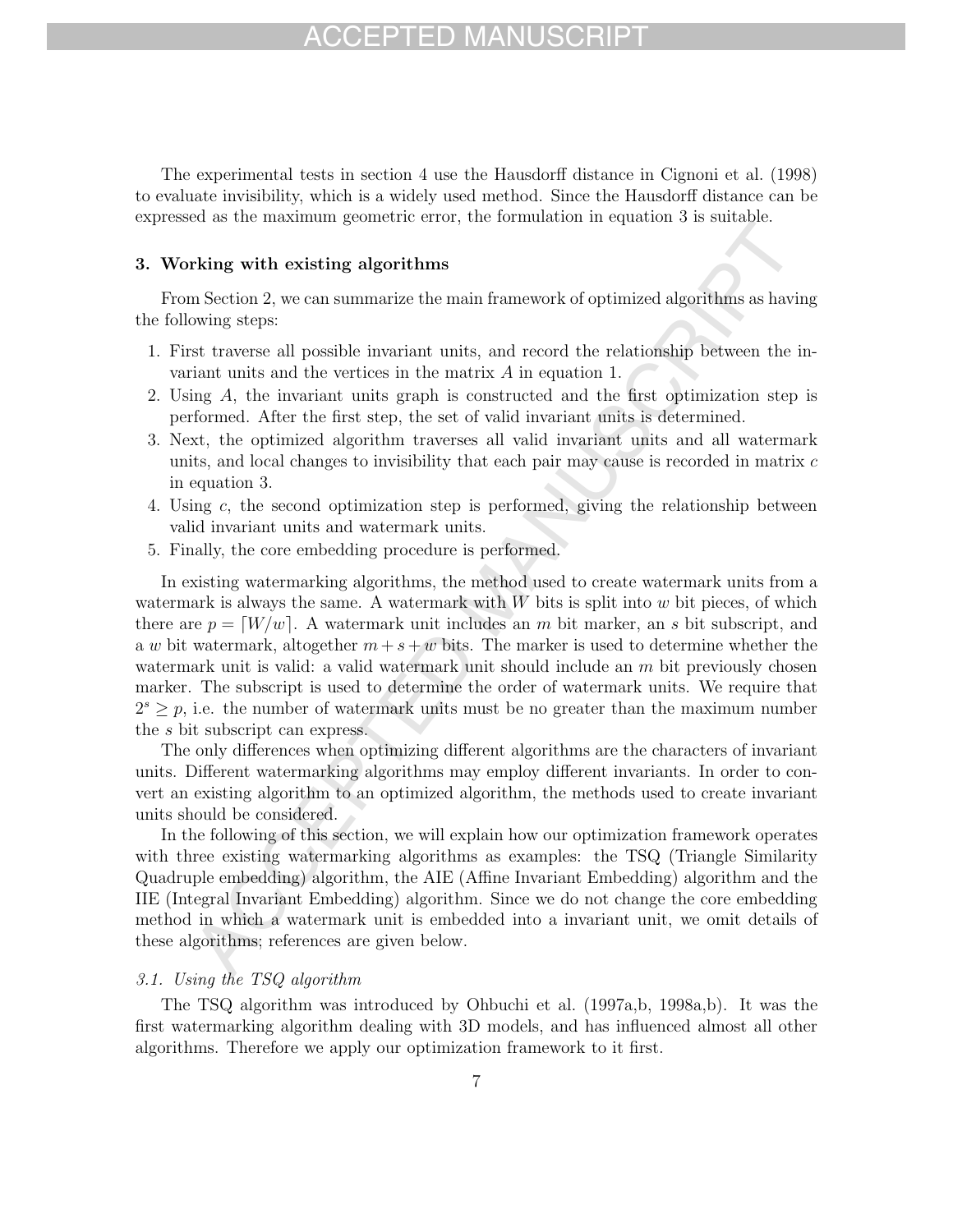The experimental tests in section 4 use the Hausdorff distance in Cignoni et al. (1998) to evaluate invisibility, which is a widely used method. Since the Hausdorff distance can be expressed as the maximum geometric error, the formulation in equation 3 is suitable.

## 3. Working with existing algorithms

From Section 2, we can summarize the main framework of optimized algorithms as having the following steps:

1. First traverse all possible invariant units, and record the relationship between the invariant units and the vertices in the matrix $A$ in equation 1.
2. Using $A$, the invariant units graph is constructed and the first optimization step is performed. After the first step, the set of valid invariant units is determined.
3. Next, the optimized algorithm traverses all valid invariant units and all watermark units, and local changes to invisibility that each pair may cause is recorded in matrix $c$ in equation 3.
4. Using $c$, the second optimization step is performed, giving the relationship between valid invariant units and watermark units.
5. Finally, the core embedding procedure is performed.

In existing watermarking algorithms, the method used to create watermark units from a watermark is always the same. A watermark with $W$ bits is split into $w$ bit pieces, of which there are $p = \lceil W/w \rceil$. A watermark unit includes an $m$ bit marker, an $s$ bit subscript, and a $w$ bit watermark, altogether $m + s + w$ bits. The marker is used to determine whether the watermark unit is valid: a valid watermark unit should include an $m$ bit previously chosen marker. The subscript is used to determine the order of watermark units. We require that $2^s \geq p$, i.e. the number of watermark units must be no greater than the maximum number the $s$ bit subscript can express.

The only differences when optimizing different algorithms are the characters of invariant units. Different watermarking algorithms may employ different invariants. In order to convert an existing algorithm to an optimized algorithm, the methods used to create invariant units should be considered.

In the following of this section, we will explain how our optimization framework operates with three existing watermarking algorithms as examples: the TSQ (Triangle Similarity Quadruple embedding) algorithm, the AIE (Affine Invariant Embedding) algorithm and the IIE (Integral Invariant Embedding) algorithm. Since we do not change the core embedding method in which a watermark unit is embedded into a invariant unit, we omit details of these algorithms; references are given below.

### *3.1. Using the TSQ algorithm*

The TSQ algorithm was introduced by Ohbuchi et al. (1997a,b, 1998a,b). It was the first watermarking algorithm dealing with 3D models, and has influenced almost all other algorithms. Therefore we apply our optimization framework to it first.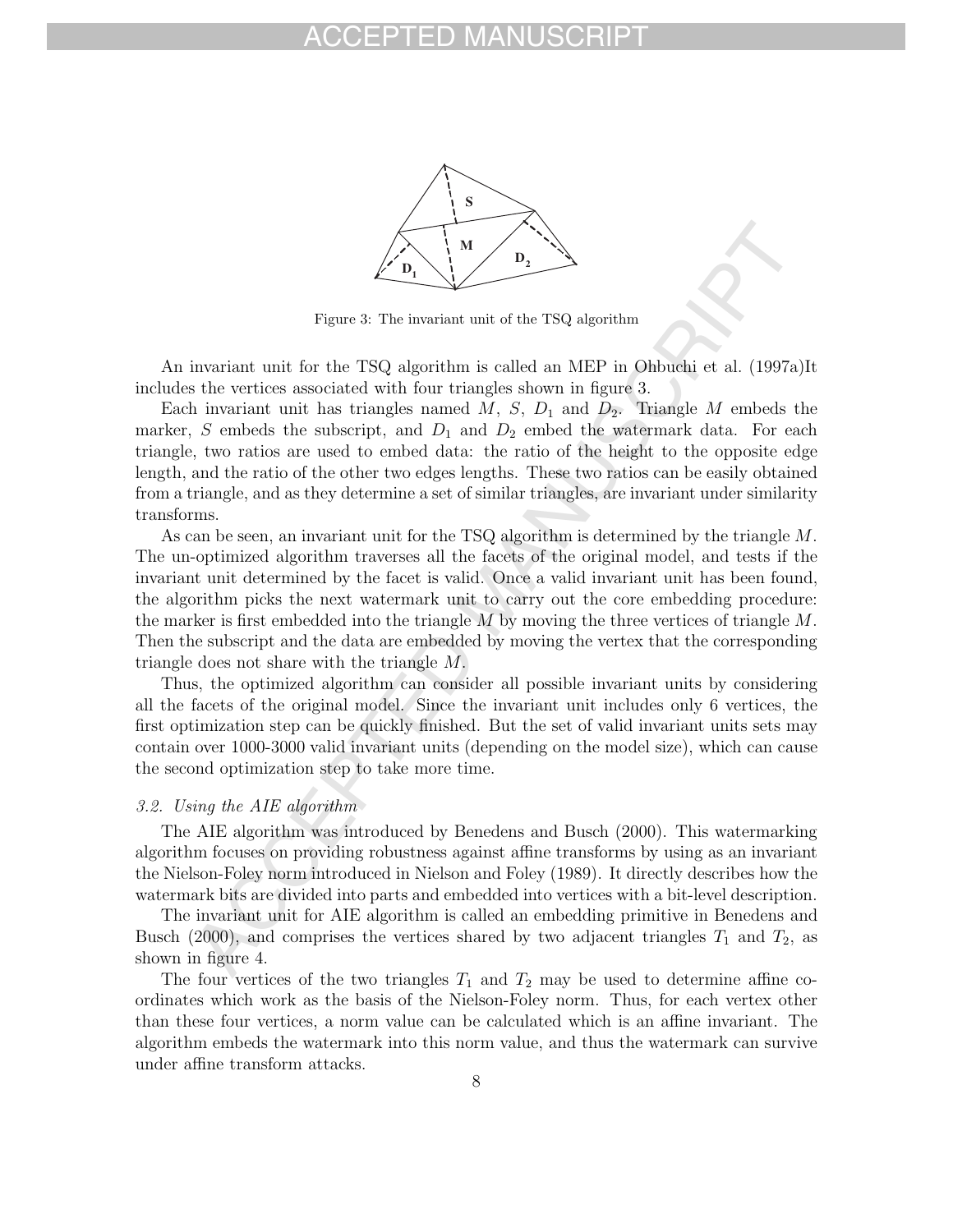Figure 3: The invariant unit of the TSQ algorithm

An invariant unit for the TSQ algorithm is called an MEP in Ohbuchi et al. (1997a)It includes the vertices associated with four triangles shown in figure 3.

Each invariant unit has triangles named $M$, $S$, $D_1$ and $D_2$. Triangle $M$ embeds the marker, $S$ embeds the subscript, and $D_1$ and $D_2$ embed the watermark data. For each triangle, two ratios are used to embed data: the ratio of the height to the opposite edge length, and the ratio of the other two edges lengths. These two ratios can be easily obtained from a triangle, and as they determine a set of similar triangles, are invariant under similarity transforms.

As can be seen, an invariant unit for the TSQ algorithm is determined by the triangle $M$. The un-optimized algorithm traverses all the facets of the original model, and tests if the invariant unit determined by the facet is valid. Once a valid invariant unit has been found, the algorithm picks the next watermark unit to carry out the core embedding procedure: the marker is first embedded into the triangle $M$ by moving the three vertices of triangle $M$. Then the subscript and the data are embedded by moving the vertex that the corresponding triangle does not share with the triangle $M$.

Thus, the optimized algorithm can consider all possible invariant units by considering all the facets of the original model. Since the invariant unit includes only 6 vertices, the first optimization step can be quickly finished. But the set of valid invariant units sets may contain over 1000-3000 valid invariant units (depending on the model size), which can cause the second optimization step to take more time.

### *3.2. Using the AIE algorithm*

The AIE algorithm was introduced by Benedens and Busch (2000). This watermarking algorithm focuses on providing robustness against affine transforms by using as an invariant the Nielson-Foley norm introduced in Nielson and Foley (1989). It directly describes how the watermark bits are divided into parts and embedded into vertices with a bit-level description.

The invariant unit for AIE algorithm is called an embedding primitive in Benedens and Busch (2000), and comprises the vertices shared by two adjacent triangles $T_1$ and $T_2$, as shown in figure 4.

The four vertices of the two triangles $T_1$ and $T_2$ may be used to determine affine coordinates which work as the basis of the Nielson-Foley norm. Thus, for each vertex other than these four vertices, a norm value can be calculated which is an affine invariant. The algorithm embeds the watermark into this norm value, and thus the watermark can survive under affine transform attacks.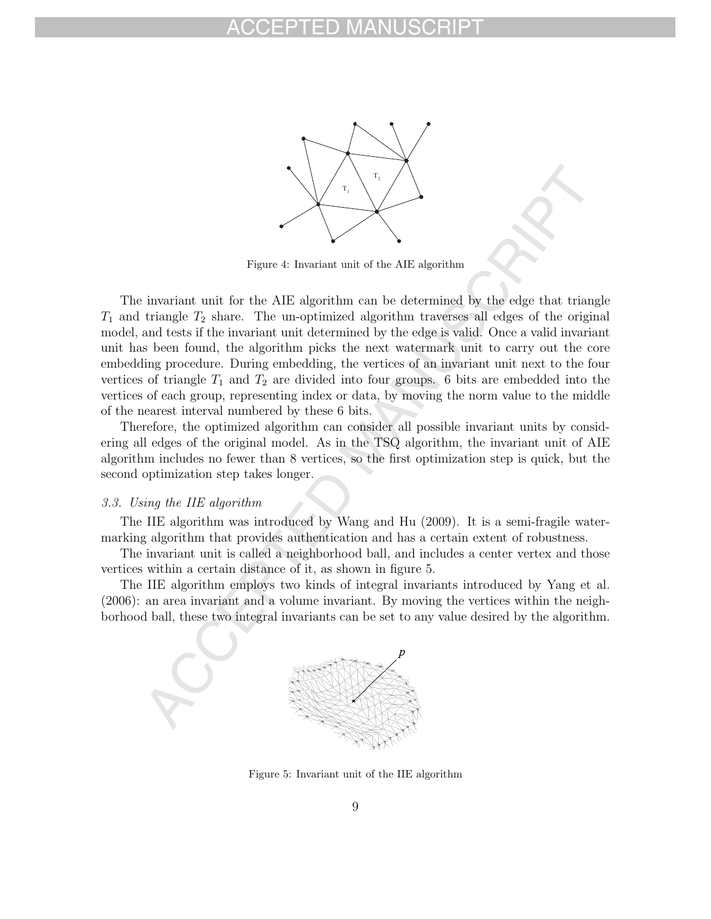Figure 4: Invariant unit of the AIE algorithm

The invariant unit for the AIE algorithm can be determined by the edge that triangle $T_1$ and triangle $T_2$ share. The un-optimized algorithm traverses all edges of the original model, and tests if the invariant unit determined by the edge is valid. Once a valid invariant unit has been found, the algorithm picks the next watermark unit to carry out the core embedding procedure. During embedding, the vertices of an invariant unit next to the four vertices of triangle $T_1$ and $T_2$ are divided into four groups. 6 bits are embedded into the vertices of each group, representing index or data, by moving the norm value to the middle of the nearest interval numbered by these 6 bits.

Therefore, the optimized algorithm can consider all possible invariant units by considering all edges of the original model. As in the TSQ algorithm, the invariant unit of AIE algorithm includes no fewer than 8 vertices, so the first optimization step is quick, but the second optimization step takes longer.

### *3.3. Using the IIE algorithm*

The IIE algorithm was introduced by Wang and Hu (2009). It is a semi-fragile watermarking algorithm that provides authentication and has a certain extent of robustness.

The invariant unit is called a neighborhood ball, and includes a center vertex and those vertices within a certain distance of it, as shown in figure 5.

The IIE algorithm employs two kinds of integral invariants introduced by Yang et al. (2006): an area invariant and a volume invariant. By moving the vertices within the neighborhood ball, these two integral invariants can be set to any value desired by the algorithm.

Figure 5: Invariant unit of the IIE algorithm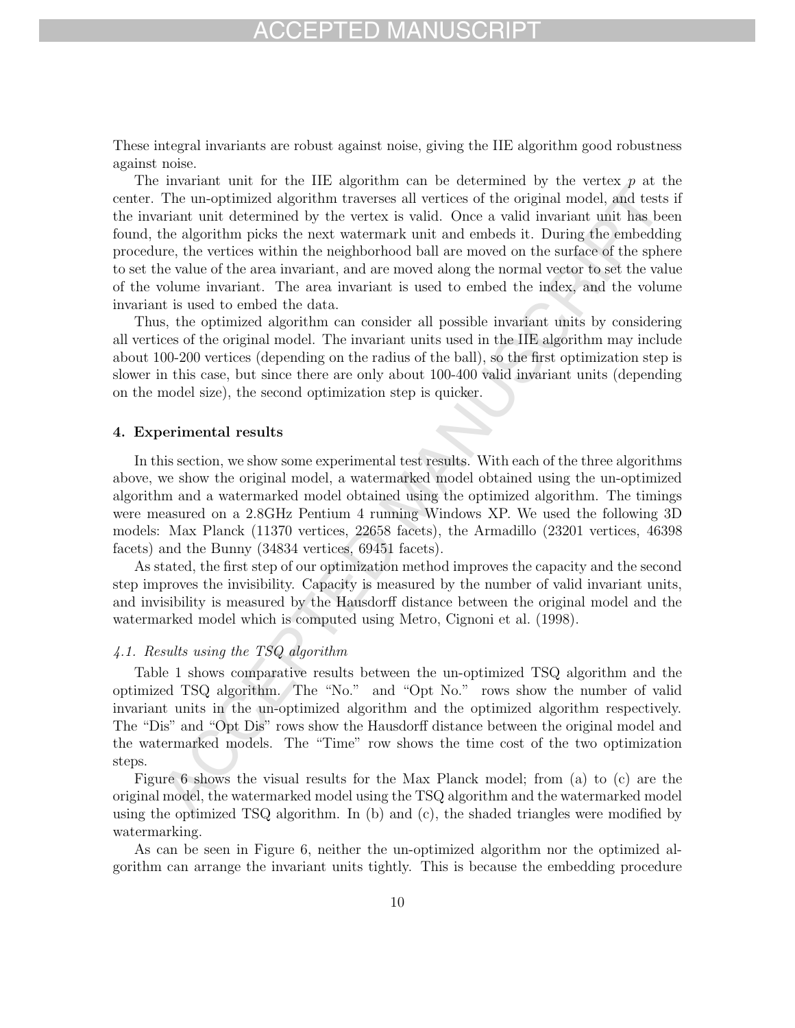These integral invariants are robust against noise, giving the IIE algorithm good robustness against noise.

The invariant unit for the IIE algorithm can be determined by the vertex $p$ at the center. The un-optimized algorithm traverses all vertices of the original model, and tests if the invariant unit determined by the vertex is valid. Once a valid invariant unit has been found, the algorithm picks the next watermark unit and embeds it. During the embedding procedure, the vertices within the neighborhood ball are moved on the surface of the sphere to set the value of the area invariant, and are moved along the normal vector to set the value of the volume invariant. The area invariant is used to embed the index, and the volume invariant is used to embed the data.

Thus, the optimized algorithm can consider all possible invariant units by considering all vertices of the original model. The invariant units used in the IIE algorithm may include about 100-200 vertices (depending on the radius of the ball), so the first optimization step is slower in this case, but since there are only about 100-400 valid invariant units (depending on the model size), the second optimization step is quicker.

## 4. Experimental results

In this section, we show some experimental test results. With each of the three algorithms above, we show the original model, a watermarked model obtained using the un-optimized algorithm and a watermarked model obtained using the optimized algorithm. The timings were measured on a 2.8GHz Pentium 4 running Windows XP. We used the following 3D models: Max Planck (11370 vertices, 22658 facets), the Armadillo (23201 vertices, 46398 facets) and the Bunny (34834 vertices, 69451 facets).

As stated, the first step of our optimization method improves the capacity and the second step improves the invisibility. Capacity is measured by the number of valid invariant units, and invisibility is measured by the Hausdorff distance between the original model and the watermarked model which is computed using Metro, Cignoni et al. (1998).

### *4.1. Results using the TSQ algorithm*

Table 1 shows comparative results between the un-optimized TSQ algorithm and the optimized TSQ algorithm. The "No." and "Opt No." rows show the number of valid invariant units in the un-optimized algorithm and the optimized algorithm respectively. The "Dis" and "Opt Dis" rows show the Hausdorff distance between the original model and the watermarked models. The "Time" row shows the time cost of the two optimization steps.

Figure 6 shows the visual results for the Max Planck model; from (a) to (c) are the original model, the watermarked model using the TSQ algorithm and the watermarked model using the optimized TSQ algorithm. In (b) and (c), the shaded triangles were modified by watermarking.

As can be seen in Figure 6, neither the un-optimized algorithm nor the optimized algorithm can arrange the invariant units tightly. This is because the embedding procedure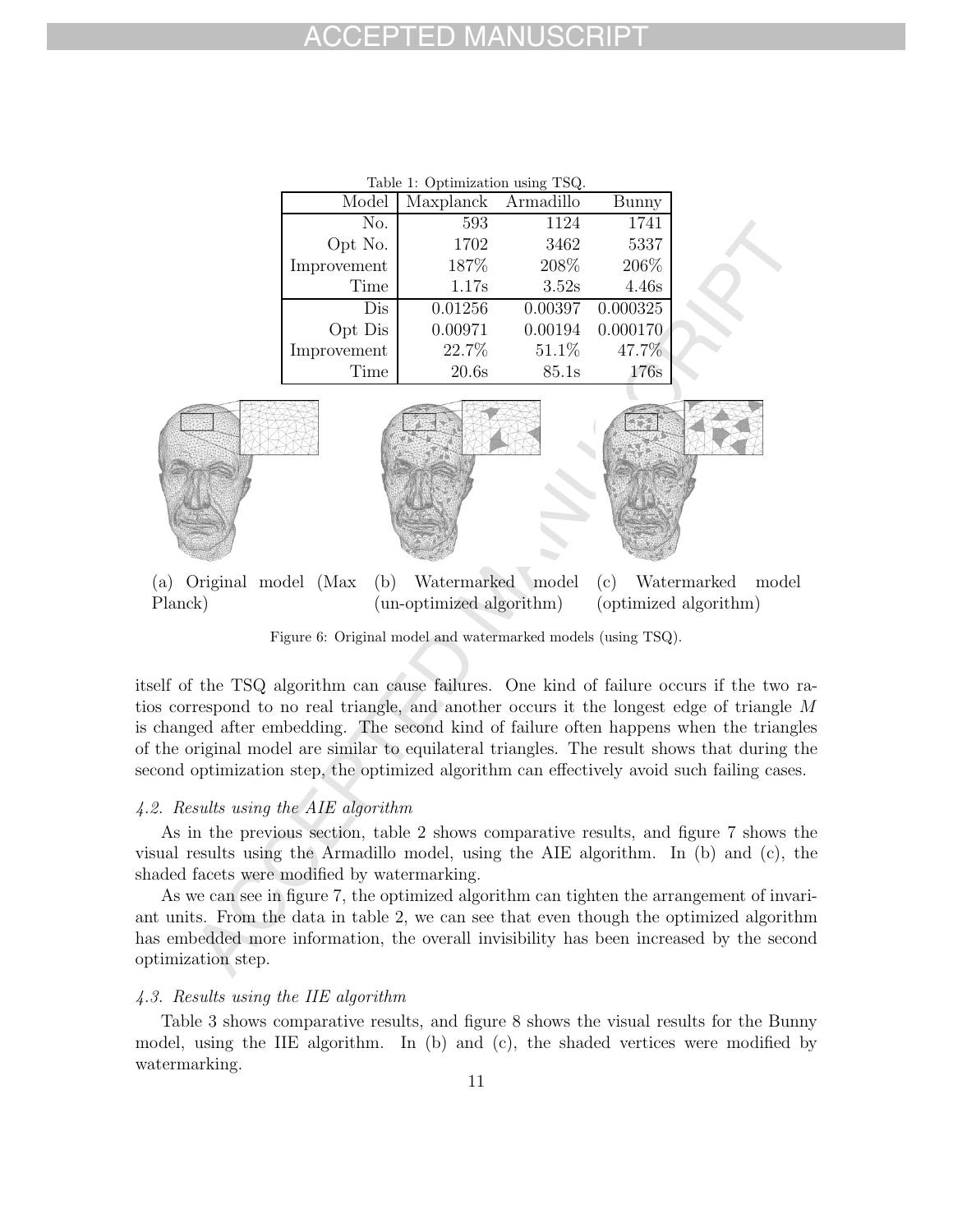Table 1: Optimization using TSQ.

| Model | Maxplanck | Armadillo | Bunny |
|---|---|---|---|
| No. | 593 | 1124 | 1741 |
| Opt No. | 1702 | 3462 | 5337 |
| Improvement | 187% | 208% | 206% |
| Time | 1.17s | 3.52s | 4.46s |
| Dis | 0.01256 | 0.00397 | 0.000325 |
| Opt Dis | 0.00971 | 0.00194 | 0.000170 |
| Improvement | 22.7% | 51.1% | 47.7% |
| Time | 20.6s | 85.1s | 176s |

(a) Original model (Max Planck) (b) Watermarked model (un-optimized algorithm) (c) Watermarked model (optimized algorithm)

Figure 6: Original model and watermarked models (using TSQ).

itself of the TSQ algorithm can cause failures. One kind of failure occurs if the two ratios correspond to no real triangle, and another occurs it the longest edge of triangle $M$ is changed after embedding. The second kind of failure often happens when the triangles of the original model are similar to equilateral triangles. The result shows that during the second optimization step, the optimized algorithm can effectively avoid such failing cases.

### *4.2. Results using the AIE algorithm*

As in the previous section, table 2 shows comparative results, and figure 7 shows the visual results using the Armadillo model, using the AIE algorithm. In (b) and (c), the shaded facets were modified by watermarking.

As we can see in figure 7, the optimized algorithm can tighten the arrangement of invariant units. From the data in table 2, we can see that even though the optimized algorithm has embedded more information, the overall invisibility has been increased by the second optimization step.

### *4.3. Results using the IIE algorithm*

Table 3 shows comparative results, and figure 8 shows the visual results for the Bunny model, using the IIE algorithm. In (b) and (c), the shaded vertices were modified by watermarking.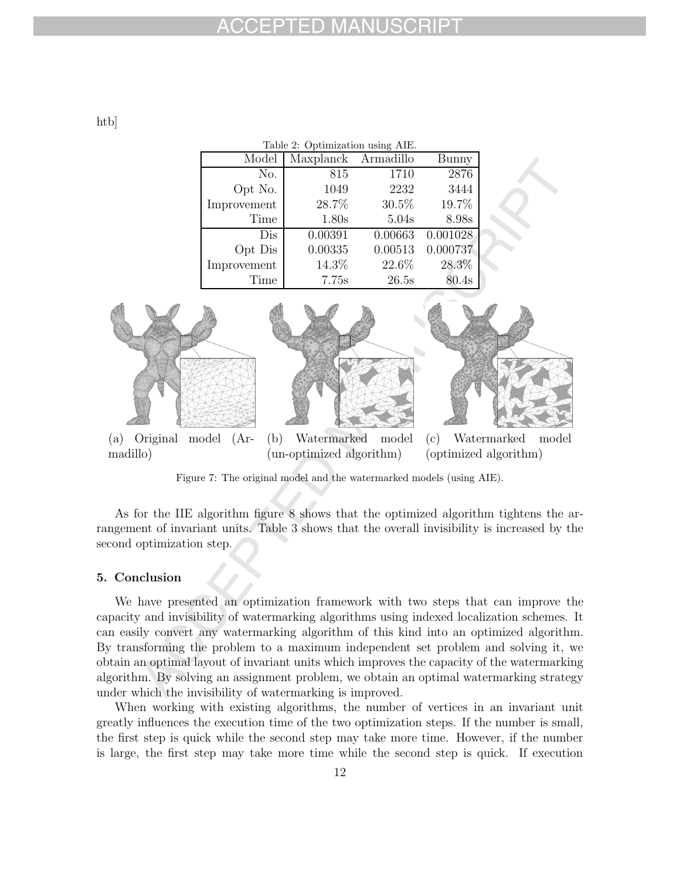htb]

Table 2: Optimization using AIE.

| Model | Maxplanck | Armadillo | Bunny |
|---|---|---|---|
| No. | 815 | 1710 | 2876 |
| Opt No. | 1049 | 2232 | 3444 |
| Improvement | 28.7% | 30.5% | 19.7% |
| Time | 1.80s | 5.04s | 8.98s |
| Dis | 0.00391 | 0.00663 | 0.001028 |
| Opt Dis | 0.00335 | 0.00513 | 0.000737 |
| Improvement | 14.3% | 22.6% | 28.3% |
| Time | 7.75s | 26.5s | 80.4s |

(a) Original model (Armadillo) (b) Watermarked model (un-optimized algorithm) (c) Watermarked model (optimized algorithm)

Figure 7: The original model and the watermarked models (using AIE).

As for the IIE algorithm figure 8 shows that the optimized algorithm tightens the arrangement of invariant units. Table 3 shows that the overall invisibility is increased by the second optimization step.

## 5. Conclusion

We have presented an optimization framework with two steps that can improve the capacity and invisibility of watermarking algorithms using indexed localization schemes. It can easily convert any watermarking algorithm of this kind into an optimized algorithm. By transforming the problem to a maximum independent set problem and solving it, we obtain an optimal layout of invariant units which improves the capacity of the watermarking algorithm. By solving an assignment problem, we obtain an optimal watermarking strategy under which the invisibility of watermarking is improved.

When working with existing algorithms, the number of vertices in an invariant unit greatly influences the execution time of the two optimization steps. If the number is small, the first step is quick while the second step may take more time. However, if the number is large, the first step may take more time while the second step is quick. If execution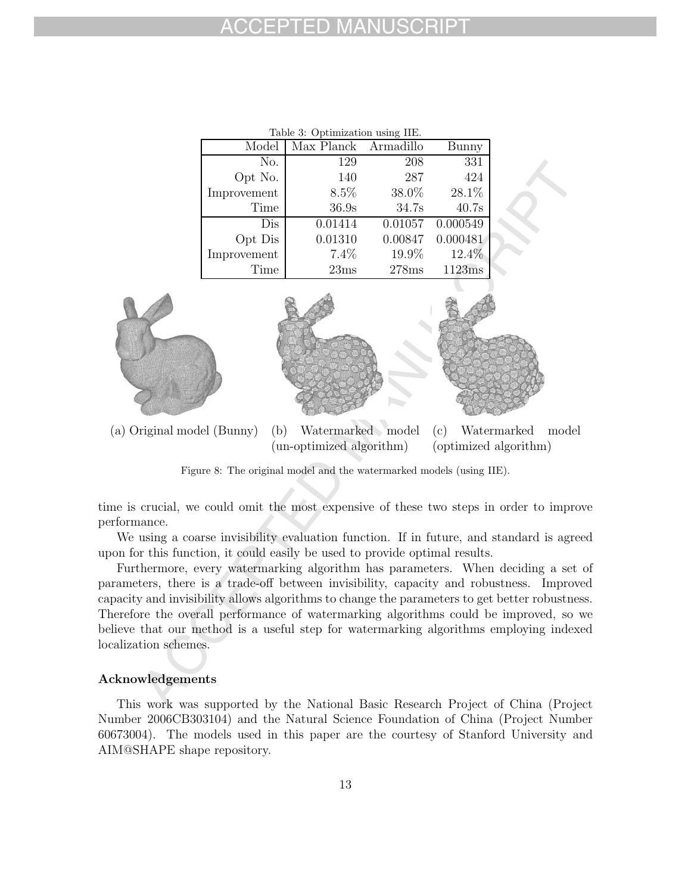Table 3: Optimization using IIE.

| Model | Max Planck | Armadillo | Bunny |
|---|---|---|---|
| No. | 129 | 208 | 331 |
| Opt No. | 140 | 287 | 424 |
| Improvement | 8.5% | 38.0% | 28.1% |
| Time | 36.9s | 34.7s | 40.7s |
| Dis | 0.01414 | 0.01057 | 0.000549 |
| Opt Dis | 0.01310 | 0.00847 | 0.000481 |
| Improvement | 7.4% | 19.9% | 12.4% |
| Time | 23ms | 278ms | 1123ms |

(a) Original model (Bunny) (b) Watermarked model (un-optimized algorithm) (c) Watermarked model (optimized algorithm)

Figure 8: The original model and the watermarked models (using IIE).

time is crucial, we could omit the most expensive of these two steps in order to improve performance.

We using a coarse invisibility evaluation function. If in future, and standard is agreed upon for this function, it could easily be used to provide optimal results.

Furthermore, every watermarking algorithm has parameters. When deciding a set of parameters, there is a trade-off between invisibility, capacity and robustness. Improved capacity and invisibility allows algorithms to change the parameters to get better robustness. Therefore the overall performance of watermarking algorithms could be improved, so we believe that our method is a useful step for watermarking algorithms employing indexed localization schemes.

### Acknowledgements

This work was supported by the National Basic Research Project of China (Project Number 2006CB303104) and the Natural Science Foundation of China (Project Number 60673004). The models used in this paper are the courtesy of Stanford University and AIM@SHAPE shape repository.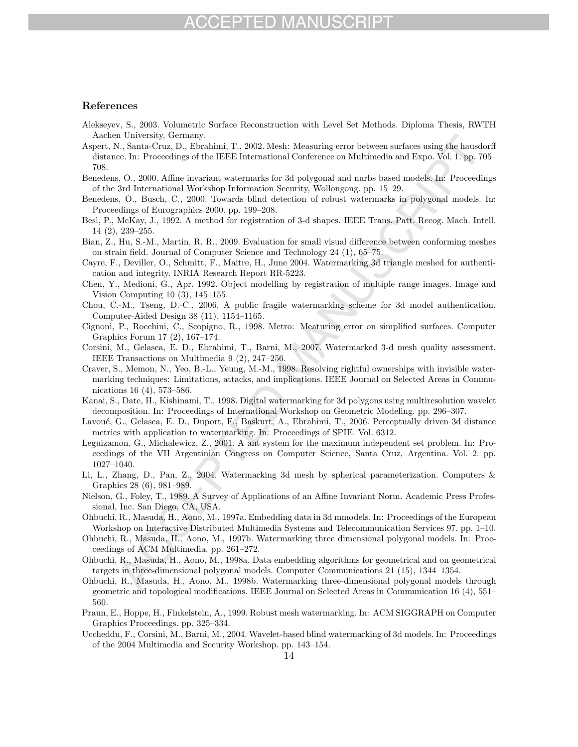## References

Alekseyev, S., 2003. Volumetric Surface Reconstruction with Level Set Methods. Diploma Thesis, RWTH Aachen University, Germany.

Aspert, N., Santa-Cruz, D., Ebrahimi, T., 2002. Mesh: Measuring error between surfaces using the hausdorff distance. In: Proceedings of the IEEE International Conference on Multimedia and Expo. Vol. 1. pp. 705–708.

Benedens, O., 2000. Affine invariant watermarks for 3d polygonal and nurbs based models. In: Proceedings of the 3rd International Workshop Information Security, Wollongong. pp. 15–29.

Benedens, O., Busch, C., 2000. Towards blind detection of robust watermarks in polygonal models. In: Proceedings of Eurographics 2000. pp. 199–208.

Besl, P., McKay, J., 1992. A method for registration of 3-d shapes. IEEE Trans. Patt. Recog. Mach. Intell. 14 (2), 239–255.

Bian, Z., Hu, S.-M., Martin, R. R., 2009. Evaluation for small visual difference between conforming meshes on strain field. Journal of Computer Science and Technology 24 (1), 65–75.

Cayre, F., Deviller, O., Schmitt, F., Maitre, H., June 2004. Watermarking 3d triangle meshed for authentication and integrity. INRIA Research Report RR-5223.

Chen, Y., Medioni, G., Apr. 1992. Object modelling by registration of multiple range images. Image and Vision Computing 10 (3), 145–155.

Chou, C.-M., Tseng, D.-C., 2006. A public fragile watermarking scheme for 3d model authentication. Computer-Aided Design 38 (11), 1154–1165.

Cignoni, P., Rocchini, C., Scopigno, R., 1998. Metro: Meaturing error on simplified surfaces. Computer Graphics Forum 17 (2), 167–174.

Corsini, M., Gelasca, E. D., Ebrahimi, T., Barni, M., 2007. Watermarked 3-d mesh quality assessment. IEEE Transactions on Multimedia 9 (2), 247–256.

Craver, S., Memon, N., Yeo, B.-L., Yeung, M.-M., 1998. Resolving rightful ownerships with invisible watermarking techniques: Limitations, attacks, and implications. IEEE Journal on Selected Areas in Communications 16 (4), 573–586.

Kanai, S., Date, H., Kishinami, T., 1998. Digital watermarking for 3d polygons using multiresolution wavelet decomposition. In: Proceedings of International Workshop on Geometric Modeling. pp. 296–307.

Lavoué, G., Gelasca, E. D., Duport, F., Baskurt, A., Ebrahimi, T., 2006. Perceptually driven 3d distance metrics with application to watermarking. In: Proceedings of SPIE. Vol. 6312.

Leguizamon, G., Michalewicz, Z., 2001. A ant system for the maximum independent set problem. In: Proceedings of the VII Argentinian Congress on Computer Science, Santa Cruz, Argentina. Vol. 2. pp. 1027–1040.

Li, L., Zhang, D., Pan, Z., 2004. Watermarking 3d mesh by spherical parameterization. Computers & Graphics 28 (6), 981–989.

Nielson, G., Foley, T., 1989. A Survey of Applications of an Affine Invariant Norm. Academic Press Professional, Inc. San Diego, CA, USA.

Ohbuchi, R., Masuda, H., Aono, M., 1997a. Embedding data in 3d mmodels. In: Proceedings of the European Workshop on Interactive Distributed Multimedia Systems and Telecommunication Services 97. pp. 1–10.

Ohbuchi, R., Masuda, H., Aono, M., 1997b. Watermarking three dimensional polygonal models. In: Procceedings of ACM Multimedia. pp. 261–272.

Ohbuchi, R., Masuda, H., Aono, M., 1998a. Data embedding algorithms for geometrical and on geometrical targets in three-dimensional polygonal models. Computer Communications 21 (15), 1344–1354.

Ohbuchi, R., Masuda, H., Aono, M., 1998b. Watermarking three-dimensional polygonal models through geometric and topological modifications. IEEE Journal on Selected Areas in Communication 16 (4), 551–560.

Praun, E., Hoppe, H., Finkelstein, A., 1999. Robust mesh watermarking. In: ACM SIGGRAPH on Computer Graphics Proceedings. pp. 325–334.

Uccheddu, F., Corsini, M., Barni, M., 2004. Wavelet-based blind watermarking of 3d models. In: Proceedings of the 2004 Multimedia and Security Workshop. pp. 143–154.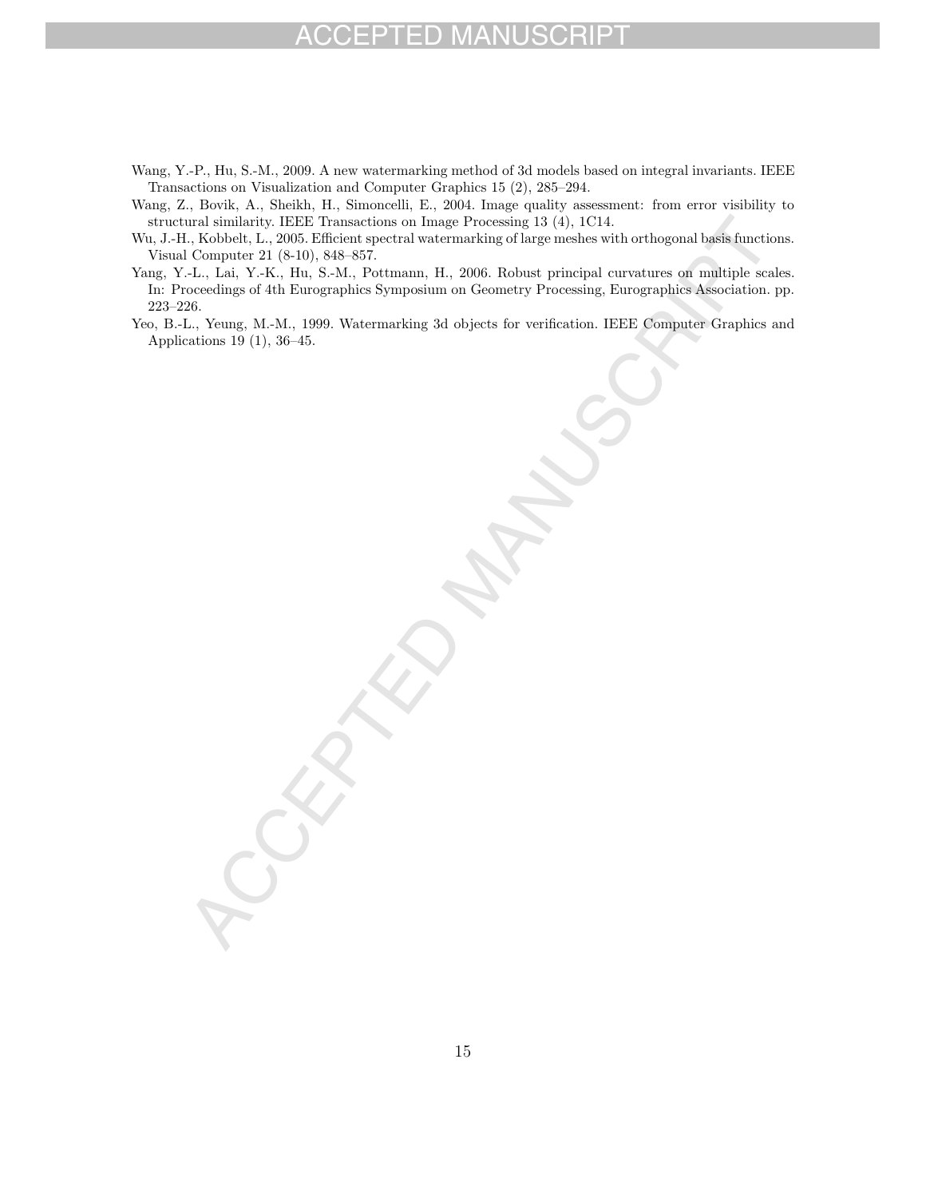Wang, Y.-P., Hu, S.-M., 2009. A new watermarking method of 3d models based on integral invariants. IEEE Transactions on Visualization and Computer Graphics 15 (2), 285–294.

Wang, Z., Bovik, A., Sheikh, H., Simoncelli, E., 2004. Image quality assessment: from error visibility to structural similarity. IEEE Transactions on Image Processing 13 (4), 1C14.

Wu, J.-H., Kobbelt, L., 2005. Efficient spectral watermarking of large meshes with orthogonal basis functions. Visual Computer 21 (8-10), 848–857.

Yang, Y.-L., Lai, Y.-K., Hu, S.-M., Pottmann, H., 2006. Robust principal curvatures on multiple scales. In: Proceedings of 4th Eurographics Symposium on Geometry Processing, Eurographics Association. pp. 223–226.

Yeo, B.-L., Yeung, M.-M., 1999. Watermarking 3d objects for verification. IEEE Computer Graphics and Applications 19 (1), 36–45.